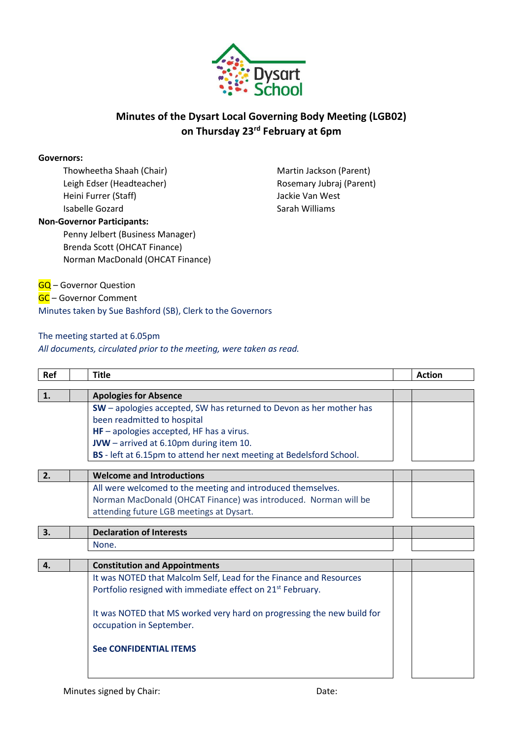# Minutes of the Dysart Local Governing Body Meeting (LGB02) on Thursday 23rd February at 6pm

**Governors:**

Thowheetha Shaah (Chair)
Leigh Edser (Headteacher)
Heini Furrer (Staff)
Isabelle Gozard
Martin Jackson (Parent)
Rosemary Jubraj (Parent)
Jackie Van West
Sarah Williams

**Non-Governor Participants:**

Penny Jelbert (Business Manager)
Brenda Scott (OHCAT Finance)
Norman MacDonald (OHCAT Finance)

GQ – Governor Question
GC – Governor Comment
Minutes taken by Sue Bashford (SB), Clerk to the Governors

The meeting started at 6.05pm
*All documents, circulated prior to the meeting, were taken as read.*

| Ref | | Title | | Action |
|---|---|---|---|---|
| **1.** | | **Apologies for Absence** | | |
| | | **SW** – apologies accepted, SW has returned to Devon as her mother has been readmitted to hospital<br>**HF** – apologies accepted, HF has a virus.<br>**JVW** – arrived at 6.10pm during item 10.<br>**BS** - left at 6.15pm to attend her next meeting at Bedelsford School. | | |
| **2.** | | **Welcome and Introductions** | | |
| | | All were welcomed to the meeting and introduced themselves.<br>Norman MacDonald (OHCAT Finance) was introduced. Norman will be attending future LGB meetings at Dysart. | | |
| **3.** | | **Declaration of Interests** | | |
| | | None. | | |
| **4.** | | **Constitution and Appointments** | | |
| | | It was NOTED that Malcolm Self, Lead for the Finance and Resources Portfolio resigned with immediate effect on 21st February.<br><br>It was NOTED that MS worked very hard on progressing the new build for occupation in September.<br><br>**See CONFIDENTIAL ITEMS** | | |

Minutes signed by Chair: Date: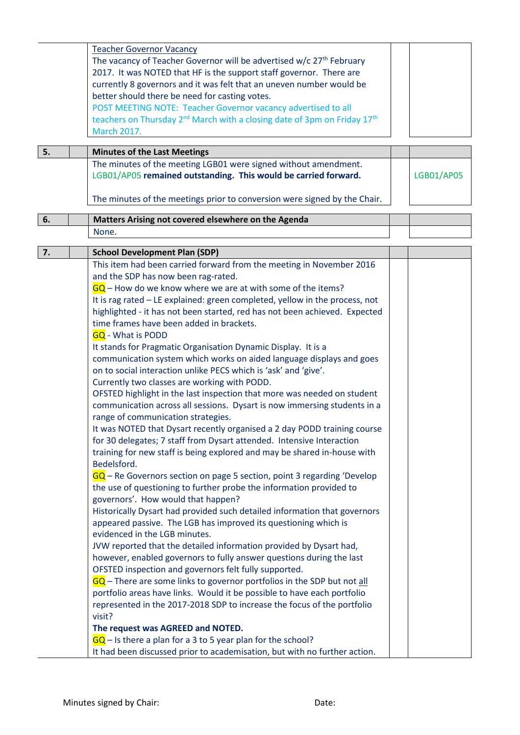| | | | | |
|---|---|---|---|---|
| | | Teacher Governor Vacancy<br>The vacancy of Teacher Governor will be advertised w/c 27th February 2017. It was NOTED that HF is the support staff governor. There are currently 8 governors and it was felt that an uneven number would be better should there be need for casting votes.<br>POST MEETING NOTE: Teacher Governor vacancy advertised to all teachers on Thursday 2nd March with a closing date of 3pm on Friday 17th March 2017. | | |
| **5.** | | **Minutes of the Last Meetings** | | |
| | | The minutes of the meeting LGB01 were signed without amendment.<br>LGB01/AP05 **remained outstanding. This would be carried forward.**<br><br>The minutes of the meetings prior to conversion were signed by the Chair. | | LGB01/AP05 |
| **6.** | | **Matters Arising not covered elsewhere on the Agenda** | | |
| | | None. | | |
| **7.** | | **School Development Plan (SDP)** | | |
| | | This item had been carried forward from the meeting in November 2016 and the SDP has now been rag-rated.<br>GQ – How do we know where we are at with some of the items?<br>It is rag rated – LE explained: green completed, yellow in the process, not highlighted - it has not been started, red has not been achieved. Expected time frames have been added in brackets.<br>GQ - What is PODD<br>It stands for Pragmatic Organisation Dynamic Display. It is a communication system which works on aided language displays and goes on to social interaction unlike PECS which is 'ask' and 'give'.<br>Currently two classes are working with PODD.<br>OFSTED highlight in the last inspection that more was needed on student communication across all sessions. Dysart is now immersing students in a range of communication strategies.<br>It was NOTED that Dysart recently organised a 2 day PODD training course for 30 delegates; 7 staff from Dysart attended. Intensive Interaction training for new staff is being explored and may be shared in-house with Bedelsford.<br>GQ – Re Governors section on page 5 section, point 3 regarding 'Develop the use of questioning to further probe the information provided to governors'. How would that happen?<br>Historically Dysart had provided such detailed information that governors appeared passive. The LGB has improved its questioning which is evidenced in the LGB minutes.<br>JVW reported that the detailed information provided by Dysart had, however, enabled governors to fully answer questions during the last OFSTED inspection and governors felt fully supported.<br>GQ – There are some links to governor portfolios in the SDP but not all portfolio areas have links. Would it be possible to have each portfolio represented in the 2017-2018 SDP to increase the focus of the portfolio visit?<br>**The request was AGREED and NOTED.**<br>GQ – Is there a plan for a 3 to 5 year plan for the school?<br>It had been discussed prior to academisation, but with no further action. | | |

Minutes signed by Chair: Date: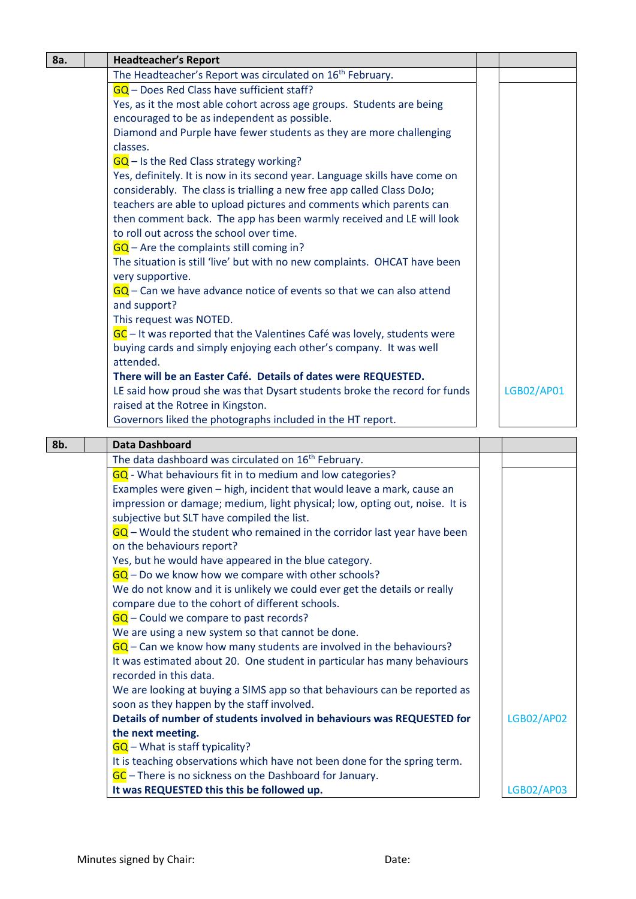| 8a. | | Headteacher's Report | | |
|---|---|---|---|---|
| | | The Headteacher's Report was circulated on 16th February. | | |
| | | GQ – Does Red Class have sufficient staff?<br>Yes, as it the most able cohort across age groups. Students are being encouraged to be as independent as possible.<br>Diamond and Purple have fewer students as they are more challenging classes.<br>GQ – Is the Red Class strategy working?<br>Yes, definitely. It is now in its second year. Language skills have come on considerably. The class is trialling a new free app called Class DoJo; teachers are able to upload pictures and comments which parents can then comment back. The app has been warmly received and LE will look to roll out across the school over time.<br>GQ – Are the complaints still coming in?<br>The situation is still 'live' but with no new complaints. OHCAT have been very supportive.<br>GQ – Can we have advance notice of events so that we can also attend and support?<br>This request was NOTED.<br>GC – It was reported that the Valentines Café was lovely, students were buying cards and simply enjoying each other's company. It was well attended.<br>**There will be an Easter Café. Details of dates were REQUESTED.**<br>LE said how proud she was that Dysart students broke the record for funds raised at the Rotree in Kingston.<br>Governors liked the photographs included in the HT report. | | LGB02/AP01 |

| 8b. | | Data Dashboard | | |
|---|---|---|---|---|
| | | The data dashboard was circulated on 16th February. | | |
| | | GQ - What behaviours fit in to medium and low categories?<br>Examples were given – high, incident that would leave a mark, cause an impression or damage; medium, light physical; low, opting out, noise. It is subjective but SLT have compiled the list.<br>GQ – Would the student who remained in the corridor last year have been on the behaviours report?<br>Yes, but he would have appeared in the blue category.<br>GQ – Do we know how we compare with other schools?<br>We do not know and it is unlikely we could ever get the details or really compare due to the cohort of different schools.<br>GQ – Could we compare to past records?<br>We are using a new system so that cannot be done.<br>GQ – Can we know how many students are involved in the behaviours?<br>It was estimated about 20. One student in particular has many behaviours recorded in this data.<br>We are looking at buying a SIMS app so that behaviours can be reported as soon as they happen by the staff involved.<br>**Details of number of students involved in behaviours was REQUESTED for the next meeting.** | | LGB02/AP02 |
| | | GQ – What is staff typicality?<br>It is teaching observations which have not been done for the spring term.<br>GC – There is no sickness on the Dashboard for January.<br>**It was REQUESTED this this be followed up.** | | LGB02/AP03 |

Minutes signed by Chair: Date: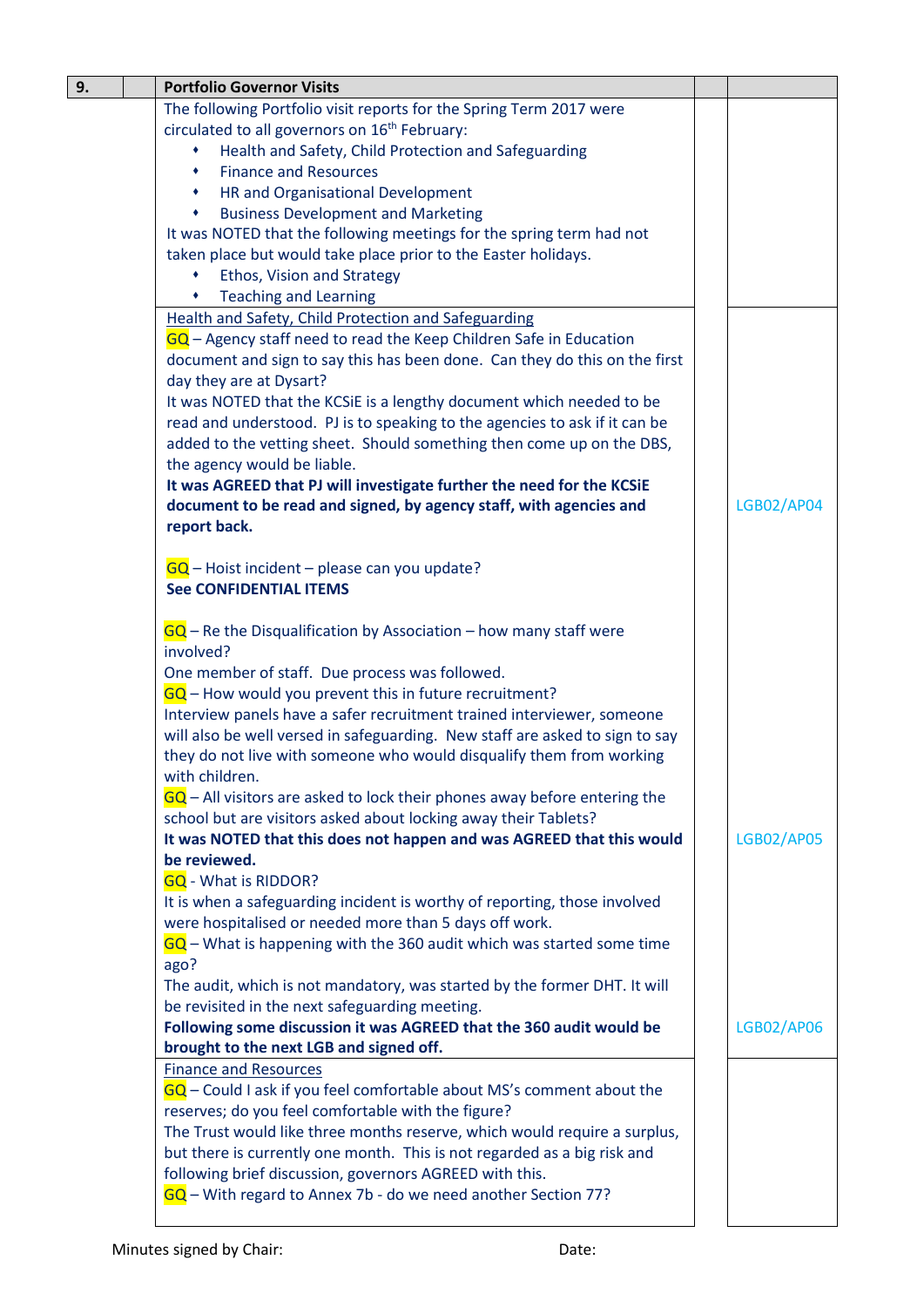| 9. | | **Portfolio Governor Visits** | | |
|---|---|---|---|---|
| | | The following Portfolio visit reports for the Spring Term 2017 were circulated to all governors on 16th February:<br>• Health and Safety, Child Protection and Safeguarding<br>• Finance and Resources<br>• HR and Organisational Development<br>• Business Development and Marketing<br>It was NOTED that the following meetings for the spring term had not taken place but would take place prior to the Easter holidays.<br>• Ethos, Vision and Strategy<br>• Teaching and Learning | | |
| | | Health and Safety, Child Protection and Safeguarding<br>GQ – Agency staff need to read the Keep Children Safe in Education document and sign to say this has been done. Can they do this on the first day they are at Dysart?<br>It was NOTED that the KCSiE is a lengthy document which needed to be read and understood. PJ is to speaking to the agencies to ask if it can be added to the vetting sheet. Should something then come up on the DBS, the agency would be liable.<br>**It was AGREED that PJ will investigate further the need for the KCSiE document to be read and signed, by agency staff, with agencies and report back.**<br><br>GQ – Hoist incident – please can you update?<br>**See CONFIDENTIAL ITEMS**<br><br>GQ – Re the Disqualification by Association – how many staff were involved?<br>One member of staff. Due process was followed.<br>GQ – How would you prevent this in future recruitment?<br>Interview panels have a safer recruitment trained interviewer, someone will also be well versed in safeguarding. New staff are asked to sign to say they do not live with someone who would disqualify them from working with children.<br>GQ – All visitors are asked to lock their phones away before entering the school but are visitors asked about locking away their Tablets?<br>**It was NOTED that this does not happen and was AGREED that this would be reviewed.**<br>GQ - What is RIDDOR?<br>It is when a safeguarding incident is worthy of reporting, those involved were hospitalised or needed more than 5 days off work.<br>GQ – What is happening with the 360 audit which was started some time ago?<br>The audit, which is not mandatory, was started by the former DHT. It will be revisited in the next safeguarding meeting.<br>**Following some discussion it was AGREED that the 360 audit would be brought to the next LGB and signed off.** | | LGB02/AP04<br><br>LGB02/AP05<br><br>LGB02/AP06 |
| | | Finance and Resources<br>GQ – Could I ask if you feel comfortable about MS's comment about the reserves; do you feel comfortable with the figure?<br>The Trust would like three months reserve, which would require a surplus, but there is currently one month. This is not regarded as a big risk and following brief discussion, governors AGREED with this.<br>GQ – With regard to Annex 7b - do we need another Section 77? | | |

Minutes signed by Chair: Date: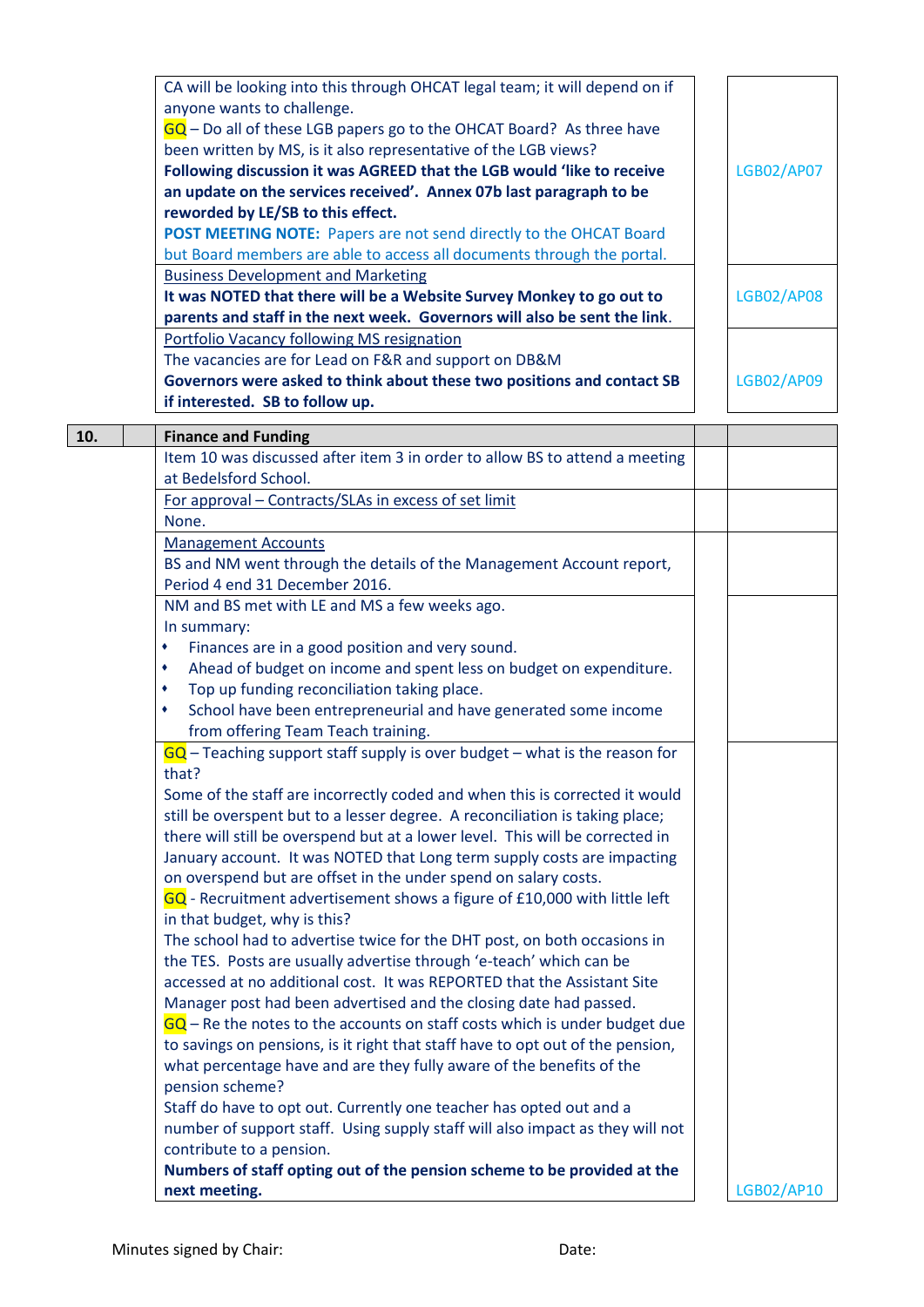| | | | | |
|---|---|---|---|---|
| | | CA will be looking into this through OHCAT legal team; it will depend on if anyone wants to challenge.<br>GQ – Do all of these LGB papers go to the OHCAT Board? As three have been written by MS, is it also representative of the LGB views?<br>**Following discussion it was AGREED that the LGB would 'like to receive an update on the services received'. Annex 07b last paragraph to be reworded by LE/SB to this effect.**<br>**POST MEETING NOTE:** Papers are not send directly to the OHCAT Board but Board members are able to access all documents through the portal. | | LGB02/AP07 |
| | | Business Development and Marketing<br>**It was NOTED that there will be a Website Survey Monkey to go out to parents and staff in the next week. Governors will also be sent the link**. | | LGB02/AP08 |
| | | Portfolio Vacancy following MS resignation<br>The vacancies are for Lead on F&R and support on DB&M<br>**Governors were asked to think about these two positions and contact SB if interested. SB to follow up.** | | LGB02/AP09 |
| **10.** | | **Finance and Funding** | | |
| | | Item 10 was discussed after item 3 in order to allow BS to attend a meeting at Bedelsford School. | | |
| | | For approval – Contracts/SLAs in excess of set limit<br>None. | | |
| | | Management Accounts<br>BS and NM went through the details of the Management Account report, Period 4 end 31 December 2016. | | |
| | | NM and BS met with LE and MS a few weeks ago.<br>In summary:<br>• Finances are in a good position and very sound.<br>• Ahead of budget on income and spent less on budget on expenditure.<br>• Top up funding reconciliation taking place.<br>• School have been entrepreneurial and have generated some income from offering Team Teach training. | | |
| | | GQ – Teaching support staff supply is over budget – what is the reason for that?<br>Some of the staff are incorrectly coded and when this is corrected it would still be overspent but to a lesser degree. A reconciliation is taking place; there will still be overspend but at a lower level. This will be corrected in January account. It was NOTED that Long term supply costs are impacting on overspend but are offset in the under spend on salary costs.<br>GQ - Recruitment advertisement shows a figure of £10,000 with little left in that budget, why is this?<br>The school had to advertise twice for the DHT post, on both occasions in the TES. Posts are usually advertise through 'e-teach' which can be accessed at no additional cost. It was REPORTED that the Assistant Site Manager post had been advertised and the closing date had passed.<br>GQ – Re the notes to the accounts on staff costs which is under budget due to savings on pensions, is it right that staff have to opt out of the pension, what percentage have and are they fully aware of the benefits of the pension scheme?<br>Staff do have to opt out. Currently one teacher has opted out and a number of support staff. Using supply staff will also impact as they will not contribute to a pension.<br>**Numbers of staff opting out of the pension scheme to be provided at the next meeting.** | | LGB02/AP10 |

Minutes signed by Chair: Date: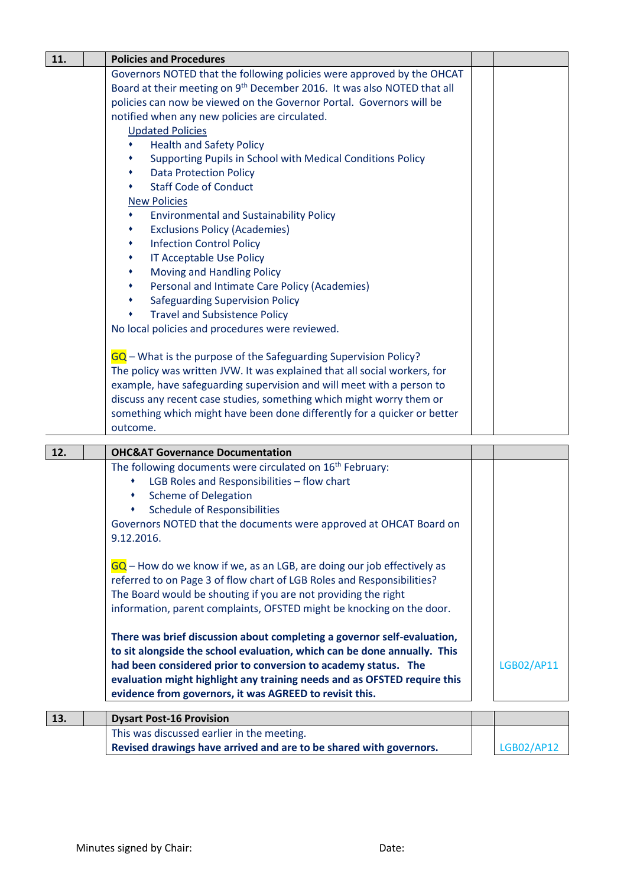| 11. | | Policies and Procedures | | |
|---|---|---|---|---|
| | | Governors NOTED that the following policies were approved by the OHCAT Board at their meeting on 9th December 2016. It was also NOTED that all policies can now be viewed on the Governor Portal. Governors will be notified when any new policies are circulated.<br>Updated Policies<br>• Health and Safety Policy<br>• Supporting Pupils in School with Medical Conditions Policy<br>• Data Protection Policy<br>• Staff Code of Conduct<br>New Policies<br>• Environmental and Sustainability Policy<br>• Exclusions Policy (Academies)<br>• Infection Control Policy<br>• IT Acceptable Use Policy<br>• Moving and Handling Policy<br>• Personal and Intimate Care Policy (Academies)<br>• Safeguarding Supervision Policy<br>• Travel and Subsistence Policy<br>No local policies and procedures were reviewed.<br><br>GQ – What is the purpose of the Safeguarding Supervision Policy?<br>The policy was written JVW. It was explained that all social workers, for example, have safeguarding supervision and will meet with a person to discuss any recent case studies, something which might worry them or something which might have been done differently for a quicker or better outcome. | | |

| 12. | | OHC&AT Governance Documentation | | |
|---|---|---|---|---|
| | | The following documents were circulated on 16th February:<br>• LGB Roles and Responsibilities – flow chart<br>• Scheme of Delegation<br>• Schedule of Responsibilities<br>Governors NOTED that the documents were approved at OHCAT Board on 9.12.2016.<br><br>GQ – How do we know if we, as an LGB, are doing our job effectively as referred to on Page 3 of flow chart of LGB Roles and Responsibilities?<br>The Board would be shouting if you are not providing the right information, parent complaints, OFSTED might be knocking on the door.<br><br>**There was brief discussion about completing a governor self-evaluation, to sit alongside the school evaluation, which can be done annually. This had been considered prior to conversion to academy status. The evaluation might highlight any training needs and as OFSTED require this evidence from governors, it was AGREED to revisit this.** | | LGB02/AP11 |

| 13. | | Dysart Post-16 Provision | | |
|---|---|---|---|---|
| | | This was discussed earlier in the meeting.<br>**Revised drawings have arrived and are to be shared with governors.** | | LGB02/AP12 |

Minutes signed by Chair: Date: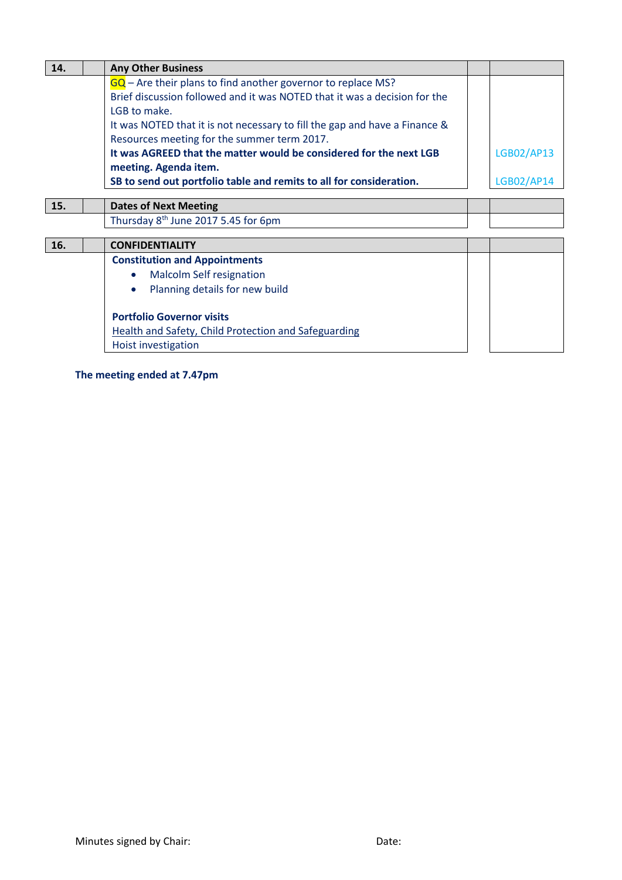| 14. | | Any Other Business | | |
|---|---|---|---|---|
| | | GQ – Are their plans to find another governor to replace MS? Brief discussion followed and it was NOTED that it was a decision for the LGB to make. It was NOTED that it is not necessary to fill the gap and have a Finance & Resources meeting for the summer term 2017. **It was AGREED that the matter would be considered for the next LGB meeting. Agenda item.** **SB to send out portfolio table and remits to all for consideration.** | | LGB02/AP13 LGB02/AP14 |

| 15. | | Dates of Next Meeting | | |
|---|---|---|---|---|
| | | Thursday 8th June 2017 5.45 for 6pm | | |

| 16. | | CONFIDENTIALITY | | |
|---|---|---|---|---|
| | | **Constitution and Appointments** • Malcolm Self resignation • Planning details for new build **Portfolio Governor visits** Health and Safety, Child Protection and Safeguarding Hoist investigation | | |

**The meeting ended at 7.47pm**

Minutes signed by Chair: Date: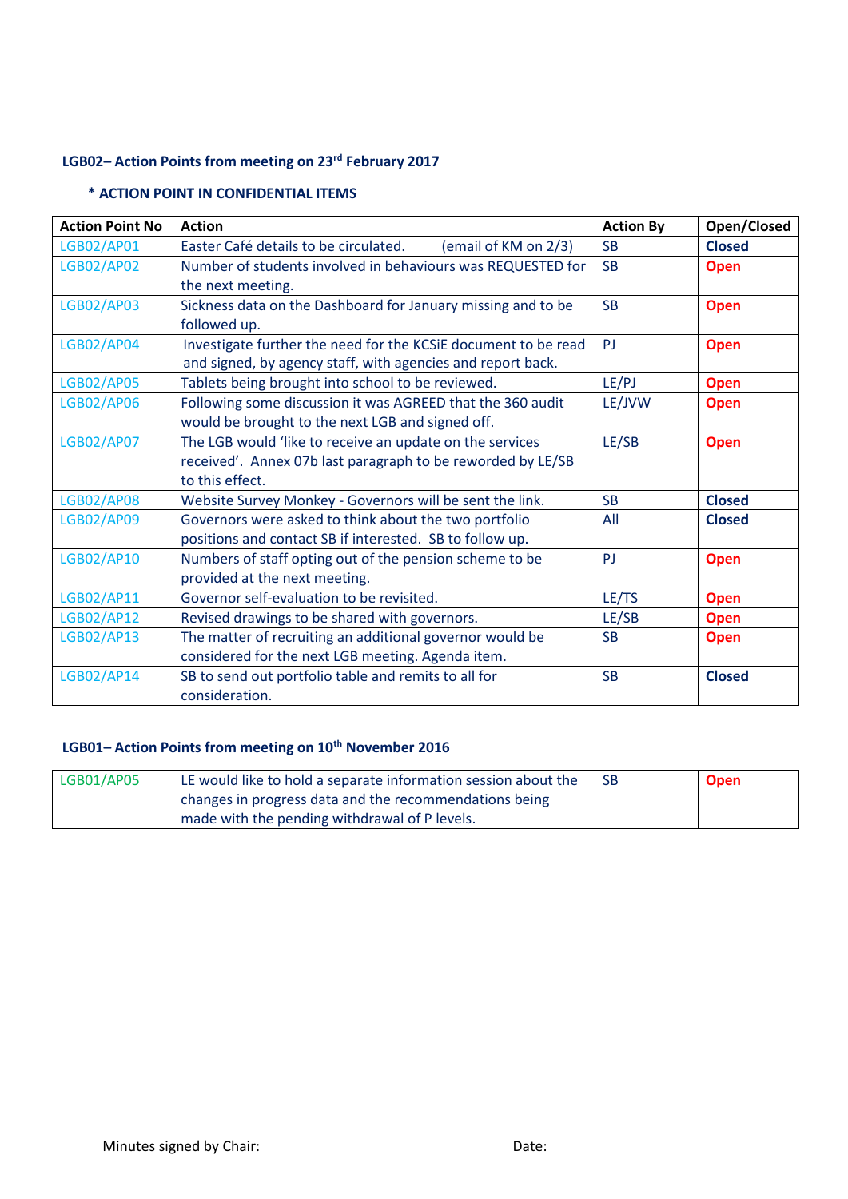**LGB02– Action Points from meeting on 23rd February 2017**

**\* ACTION POINT IN CONFIDENTIAL ITEMS**

| Action Point No | Action | Action By | Open/Closed |
|---|---|---|---|
| LGB02/AP01 | Easter Café details to be circulated. (email of KM on 2/3) | SB | **Closed** |
| LGB02/AP02 | Number of students involved in behaviours was REQUESTED for the next meeting. | SB | **Open** |
| LGB02/AP03 | Sickness data on the Dashboard for January missing and to be followed up. | SB | **Open** |
| LGB02/AP04 | Investigate further the need for the KCSiE document to be read and signed, by agency staff, with agencies and report back. | PJ | **Open** |
| LGB02/AP05 | Tablets being brought into school to be reviewed. | LE/PJ | **Open** |
| LGB02/AP06 | Following some discussion it was AGREED that the 360 audit would be brought to the next LGB and signed off. | LE/JVW | **Open** |
| LGB02/AP07 | The LGB would 'like to receive an update on the services received'. Annex 07b last paragraph to be reworded by LE/SB to this effect. | LE/SB | **Open** |
| LGB02/AP08 | Website Survey Monkey - Governors will be sent the link. | SB | **Closed** |
| LGB02/AP09 | Governors were asked to think about the two portfolio positions and contact SB if interested. SB to follow up. | All | **Closed** |
| LGB02/AP10 | Numbers of staff opting out of the pension scheme to be provided at the next meeting. | PJ | **Open** |
| LGB02/AP11 | Governor self-evaluation to be revisited. | LE/TS | **Open** |
| LGB02/AP12 | Revised drawings to be shared with governors. | LE/SB | **Open** |
| LGB02/AP13 | The matter of recruiting an additional governor would be considered for the next LGB meeting. Agenda item. | SB | **Open** |
| LGB02/AP14 | SB to send out portfolio table and remits to all for consideration. | SB | **Closed** |

**LGB01– Action Points from meeting on 10th November 2016**

| | | | |
|---|---|---|---|
| LGB01/AP05 | LE would like to hold a separate information session about the changes in progress data and the recommendations being made with the pending withdrawal of P levels. | SB | **Open** |

Minutes signed by Chair: Date: